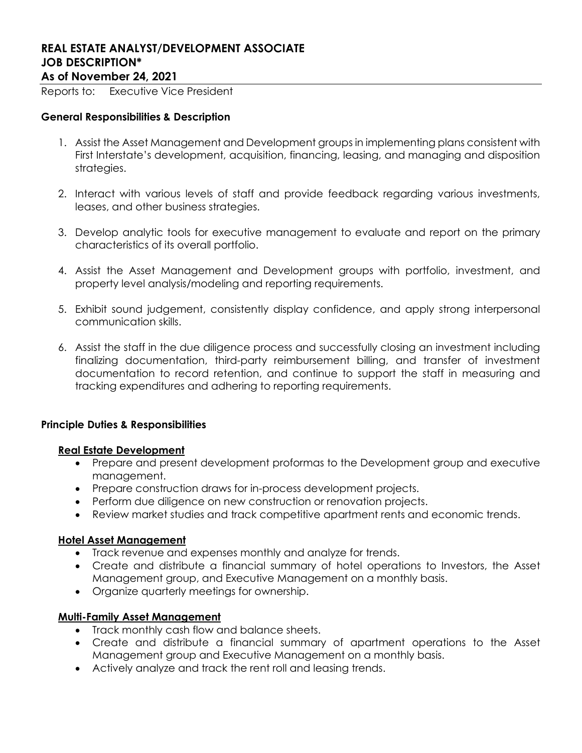# REAL ESTATE ANALYST/DEVELOPMENT ASSOCIATE
# JOB DESCRIPTION*
## As of November 24, 2021

Reports to: Executive Vice President

### General Responsibilities & Description

1. Assist the Asset Management and Development groups in implementing plans consistent with First Interstate's development, acquisition, financing, leasing, and managing and disposition strategies.

2. Interact with various levels of staff and provide feedback regarding various investments, leases, and other business strategies.

3. Develop analytic tools for executive management to evaluate and report on the primary characteristics of its overall portfolio.

4. Assist the Asset Management and Development groups with portfolio, investment, and property level analysis/modeling and reporting requirements.

5. Exhibit sound judgement, consistently display confidence, and apply strong interpersonal communication skills.

6. Assist the staff in the due diligence process and successfully closing an investment including finalizing documentation, third-party reimbursement billing, and transfer of investment documentation to record retention, and continue to support the staff in measuring and tracking expenditures and adhering to reporting requirements.

### Principle Duties & Responsibilities

#### Real Estate Development

- Prepare and present development proformas to the Development group and executive management.
- Prepare construction draws for in-process development projects.
- Perform due diligence on new construction or renovation projects.
- Review market studies and track competitive apartment rents and economic trends.

#### Hotel Asset Management

- Track revenue and expenses monthly and analyze for trends.
- Create and distribute a financial summary of hotel operations to Investors, the Asset Management group, and Executive Management on a monthly basis.
- Organize quarterly meetings for ownership.

#### Multi-Family Asset Management

- Track monthly cash flow and balance sheets.
- Create and distribute a financial summary of apartment operations to the Asset Management group and Executive Management on a monthly basis.
- Actively analyze and track the rent roll and leasing trends.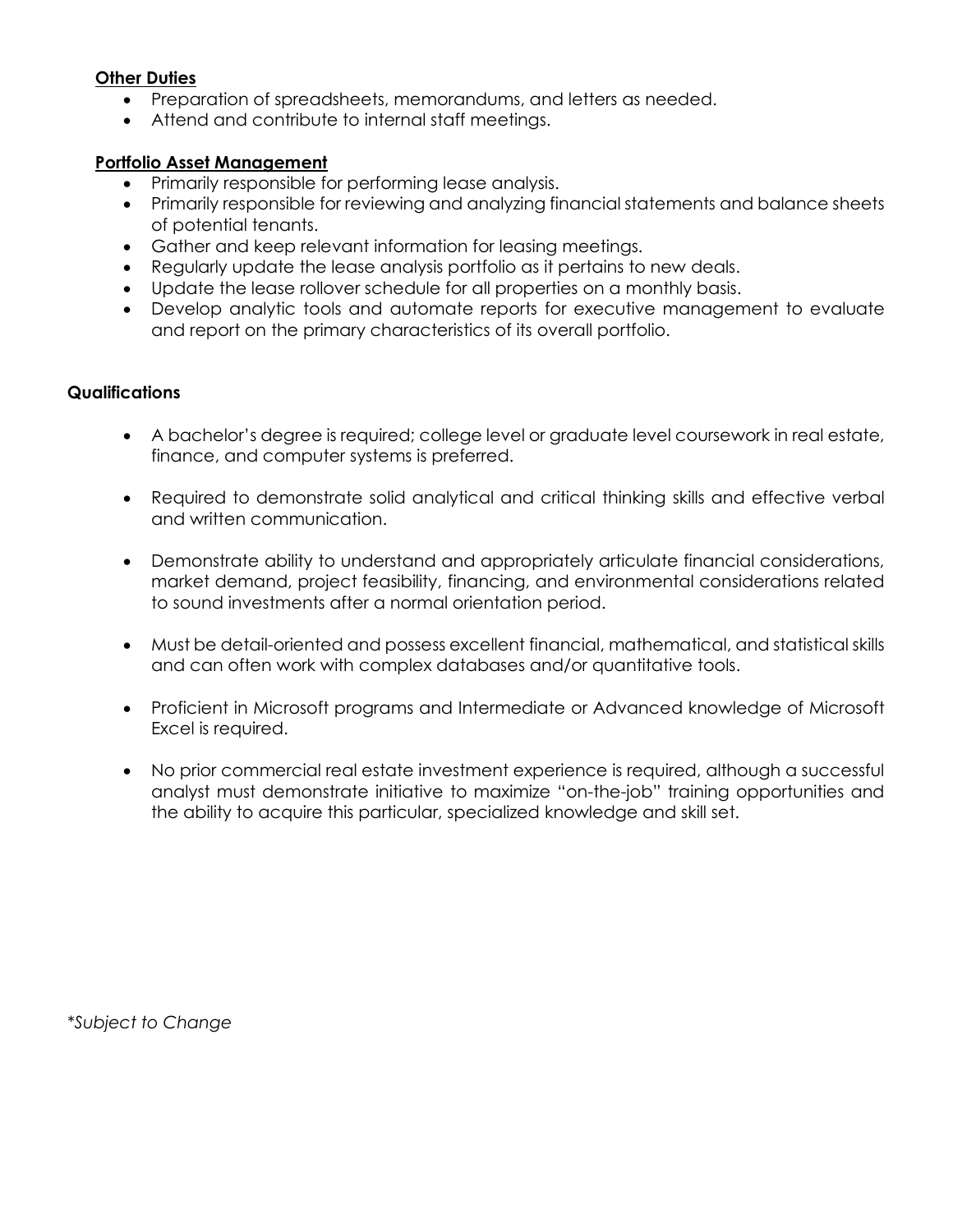**Other Duties**

- Preparation of spreadsheets, memorandums, and letters as needed.
- Attend and contribute to internal staff meetings.

**Portfolio Asset Management**

- Primarily responsible for performing lease analysis.
- Primarily responsible for reviewing and analyzing financial statements and balance sheets of potential tenants.
- Gather and keep relevant information for leasing meetings.
- Regularly update the lease analysis portfolio as it pertains to new deals.
- Update the lease rollover schedule for all properties on a monthly basis.
- Develop analytic tools and automate reports for executive management to evaluate and report on the primary characteristics of its overall portfolio.

**Qualifications**

- A bachelor's degree is required; college level or graduate level coursework in real estate, finance, and computer systems is preferred.
- Required to demonstrate solid analytical and critical thinking skills and effective verbal and written communication.
- Demonstrate ability to understand and appropriately articulate financial considerations, market demand, project feasibility, financing, and environmental considerations related to sound investments after a normal orientation period.
- Must be detail-oriented and possess excellent financial, mathematical, and statistical skills and can often work with complex databases and/or quantitative tools.
- Proficient in Microsoft programs and Intermediate or Advanced knowledge of Microsoft Excel is required.
- No prior commercial real estate investment experience is required, although a successful analyst must demonstrate initiative to maximize "on-the-job" training opportunities and the ability to acquire this particular, specialized knowledge and skill set.

*\*Subject to Change*